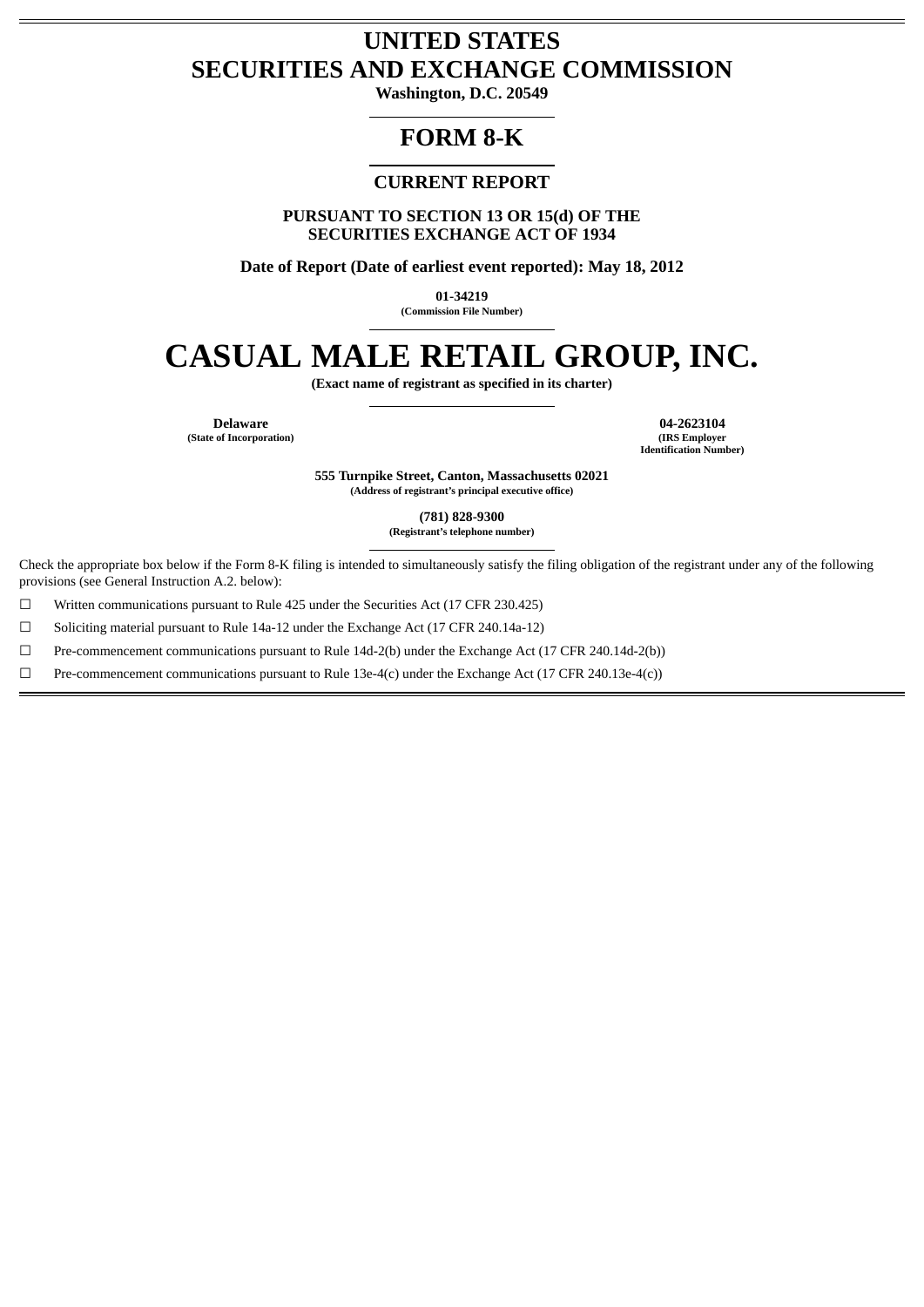# UNITED STATES
# SECURITIES AND EXCHANGE COMMISSION

**Washington, D.C. 20549**

## FORM 8-K

### CURRENT REPORT

**PURSUANT TO SECTION 13 OR 15(d) OF THE SECURITIES EXCHANGE ACT OF 1934**

**Date of Report (Date of earliest event reported): May 18, 2012**

**01-34219**
**(Commission File Number)**

# CASUAL MALE RETAIL GROUP, INC.

**(Exact name of registrant as specified in its charter)**

| **Delaware** | **04-2623104** |
|---|---|
| **(State of Incorporation)** | **(IRS Employer Identification Number)** |

**555 Turnpike Street, Canton, Massachusetts 02021**
**(Address of registrant's principal executive office)**

**(781) 828-9300**
**(Registrant's telephone number)**

Check the appropriate box below if the Form 8-K filing is intended to simultaneously satisfy the filing obligation of the registrant under any of the following provisions (see General Instruction A.2. below):

☐ Written communications pursuant to Rule 425 under the Securities Act (17 CFR 230.425)

☐ Soliciting material pursuant to Rule 14a-12 under the Exchange Act (17 CFR 240.14a-12)

☐ Pre-commencement communications pursuant to Rule 14d-2(b) under the Exchange Act (17 CFR 240.14d-2(b))

☐ Pre-commencement communications pursuant to Rule 13e-4(c) under the Exchange Act (17 CFR 240.13e-4(c))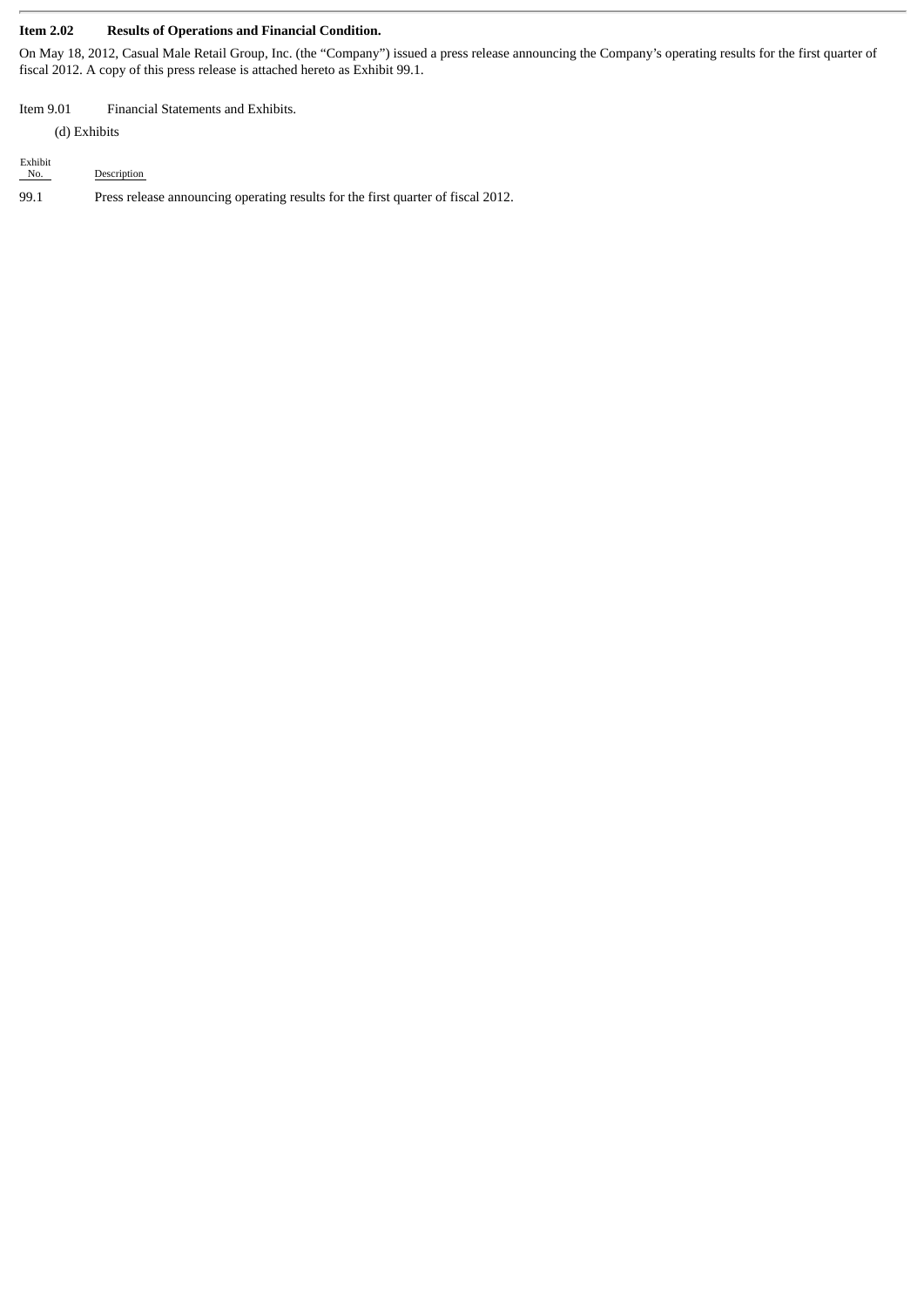**Item 2.02 Results of Operations and Financial Condition.**

On May 18, 2012, Casual Male Retail Group, Inc. (the "Company") issued a press release announcing the Company's operating results for the first quarter of fiscal 2012. A copy of this press release is attached hereto as Exhibit 99.1.

Item 9.01 Financial Statements and Exhibits.

(d) Exhibits

| Exhibit No. | Description |
| --- | --- |
| 99.1 | Press release announcing operating results for the first quarter of fiscal 2012. |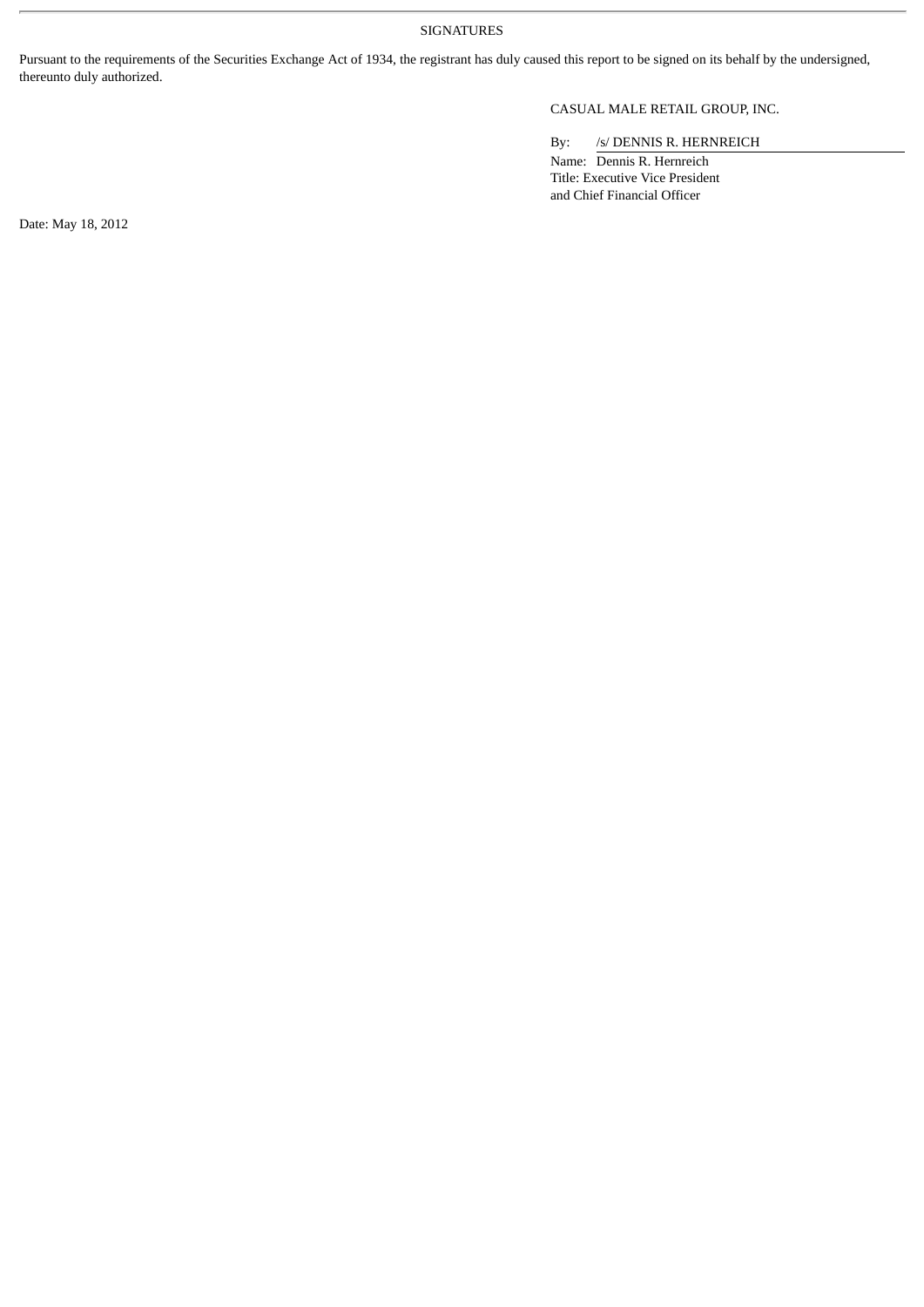SIGNATURES

Pursuant to the requirements of the Securities Exchange Act of 1934, the registrant has duly caused this report to be signed on its behalf by the undersigned, thereunto duly authorized.

CASUAL MALE RETAIL GROUP, INC.

By: /s/ DENNIS R. HERNREICH
Name: Dennis R. Hernreich
Title: Executive Vice President and Chief Financial Officer

Date: May 18, 2012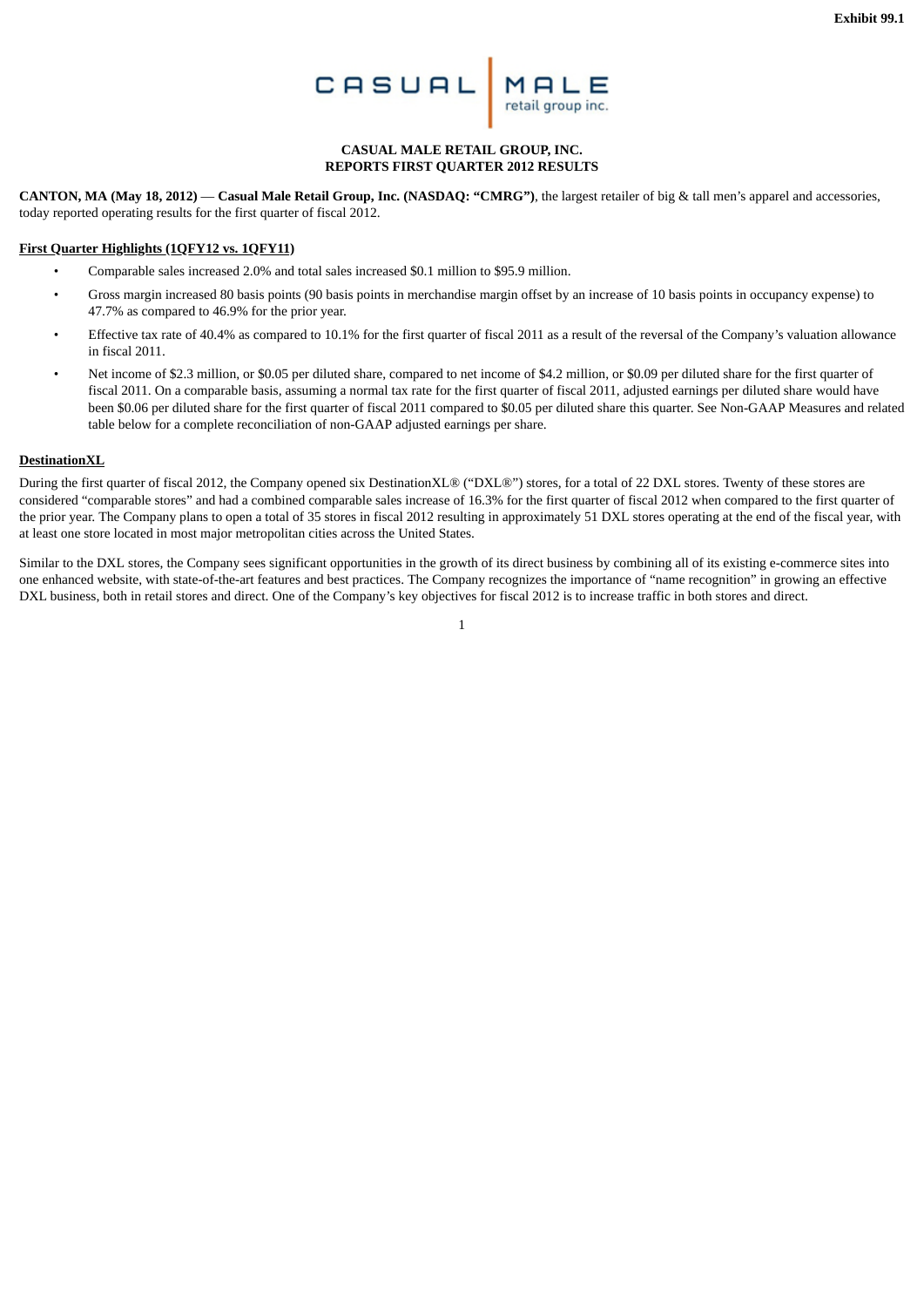Exhibit 99.1

CASUAL MALE RETAIL GROUP, INC.
REPORTS FIRST QUARTER 2012 RESULTS

**CANTON, MA (May 18, 2012) — Casual Male Retail Group, Inc. (NASDAQ: "CMRG")**, the largest retailer of big & tall men's apparel and accessories, today reported operating results for the first quarter of fiscal 2012.

**First Quarter Highlights (1QFY12 vs. 1QFY11)**

- Comparable sales increased 2.0% and total sales increased $0.1 million to $95.9 million.
- Gross margin increased 80 basis points (90 basis points in merchandise margin offset by an increase of 10 basis points in occupancy expense) to 47.7% as compared to 46.9% for the prior year.
- Effective tax rate of 40.4% as compared to 10.1% for the first quarter of fiscal 2011 as a result of the reversal of the Company's valuation allowance in fiscal 2011.
- Net income of $2.3 million, or $0.05 per diluted share, compared to net income of $4.2 million, or $0.09 per diluted share for the first quarter of fiscal 2011. On a comparable basis, assuming a normal tax rate for the first quarter of fiscal 2011, adjusted earnings per diluted share would have been $0.06 per diluted share for the first quarter of fiscal 2011 compared to $0.05 per diluted share this quarter. See Non-GAAP Measures and related table below for a complete reconciliation of non-GAAP adjusted earnings per share.

**DestinationXL**

During the first quarter of fiscal 2012, the Company opened six DestinationXL® ("DXL®") stores, for a total of 22 DXL stores. Twenty of these stores are considered "comparable stores" and had a combined comparable sales increase of 16.3% for the first quarter of fiscal 2012 when compared to the first quarter of the prior year. The Company plans to open a total of 35 stores in fiscal 2012 resulting in approximately 51 DXL stores operating at the end of the fiscal year, with at least one store located in most major metropolitan cities across the United States.

Similar to the DXL stores, the Company sees significant opportunities in the growth of its direct business by combining all of its existing e-commerce sites into one enhanced website, with state-of-the-art features and best practices. The Company recognizes the importance of "name recognition" in growing an effective DXL business, both in retail stores and direct. One of the Company's key objectives for fiscal 2012 is to increase traffic in both stores and direct.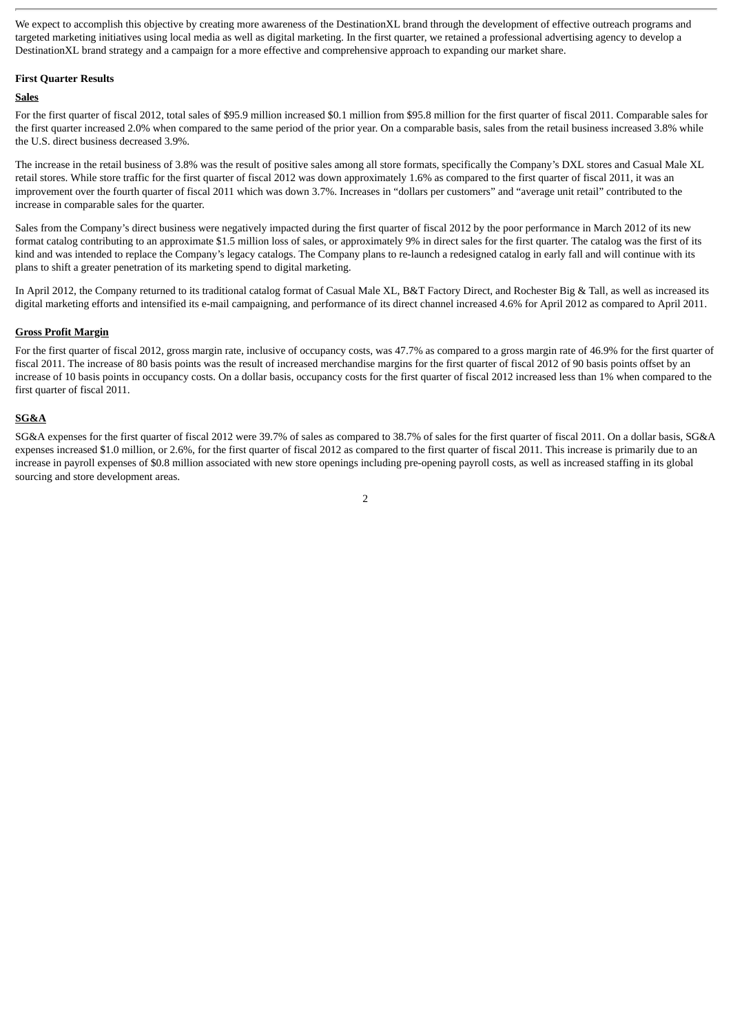We expect to accomplish this objective by creating more awareness of the DestinationXL brand through the development of effective outreach programs and targeted marketing initiatives using local media as well as digital marketing. In the first quarter, we retained a professional advertising agency to develop a DestinationXL brand strategy and a campaign for a more effective and comprehensive approach to expanding our market share.

**First Quarter Results**

**Sales**

For the first quarter of fiscal 2012, total sales of $95.9 million increased $0.1 million from $95.8 million for the first quarter of fiscal 2011. Comparable sales for the first quarter increased 2.0% when compared to the same period of the prior year. On a comparable basis, sales from the retail business increased 3.8% while the U.S. direct business decreased 3.9%.

The increase in the retail business of 3.8% was the result of positive sales among all store formats, specifically the Company's DXL stores and Casual Male XL retail stores. While store traffic for the first quarter of fiscal 2012 was down approximately 1.6% as compared to the first quarter of fiscal 2011, it was an improvement over the fourth quarter of fiscal 2011 which was down 3.7%. Increases in "dollars per customers" and "average unit retail" contributed to the increase in comparable sales for the quarter.

Sales from the Company's direct business were negatively impacted during the first quarter of fiscal 2012 by the poor performance in March 2012 of its new format catalog contributing to an approximate $1.5 million loss of sales, or approximately 9% in direct sales for the first quarter. The catalog was the first of its kind and was intended to replace the Company's legacy catalogs. The Company plans to re-launch a redesigned catalog in early fall and will continue with its plans to shift a greater penetration of its marketing spend to digital marketing.

In April 2012, the Company returned to its traditional catalog format of Casual Male XL, B&T Factory Direct, and Rochester Big & Tall, as well as increased its digital marketing efforts and intensified its e-mail campaigning, and performance of its direct channel increased 4.6% for April 2012 as compared to April 2011.

**Gross Profit Margin**

For the first quarter of fiscal 2012, gross margin rate, inclusive of occupancy costs, was 47.7% as compared to a gross margin rate of 46.9% for the first quarter of fiscal 2011. The increase of 80 basis points was the result of increased merchandise margins for the first quarter of fiscal 2012 of 90 basis points offset by an increase of 10 basis points in occupancy costs. On a dollar basis, occupancy costs for the first quarter of fiscal 2012 increased less than 1% when compared to the first quarter of fiscal 2011.

**SG&A**

SG&A expenses for the first quarter of fiscal 2012 were 39.7% of sales as compared to 38.7% of sales for the first quarter of fiscal 2011. On a dollar basis, SG&A expenses increased $1.0 million, or 2.6%, for the first quarter of fiscal 2012 as compared to the first quarter of fiscal 2011. This increase is primarily due to an increase in payroll expenses of $0.8 million associated with new store openings including pre-opening payroll costs, as well as increased staffing in its global sourcing and store development areas.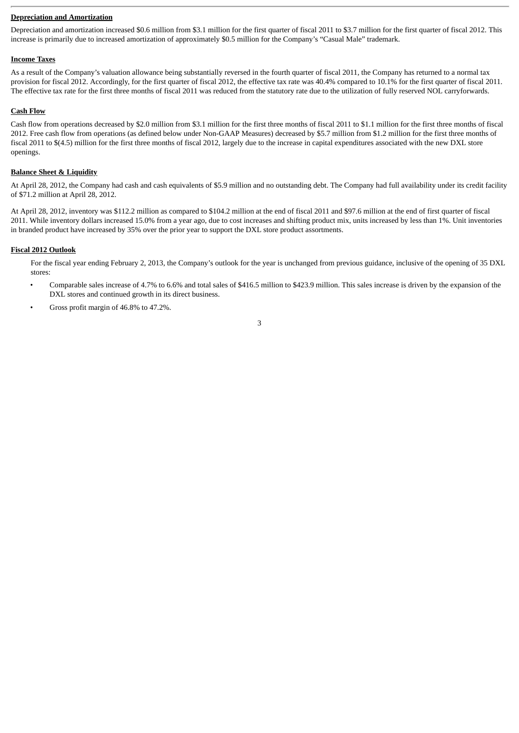**Depreciation and Amortization**

Depreciation and amortization increased $0.6 million from $3.1 million for the first quarter of fiscal 2011 to $3.7 million for the first quarter of fiscal 2012. This increase is primarily due to increased amortization of approximately $0.5 million for the Company's "Casual Male" trademark.

**Income Taxes**

As a result of the Company's valuation allowance being substantially reversed in the fourth quarter of fiscal 2011, the Company has returned to a normal tax provision for fiscal 2012. Accordingly, for the first quarter of fiscal 2012, the effective tax rate was 40.4% compared to 10.1% for the first quarter of fiscal 2011. The effective tax rate for the first three months of fiscal 2011 was reduced from the statutory rate due to the utilization of fully reserved NOL carryforwards.

**Cash Flow**

Cash flow from operations decreased by $2.0 million from $3.1 million for the first three months of fiscal 2011 to $1.1 million for the first three months of fiscal 2012. Free cash flow from operations (as defined below under Non-GAAP Measures) decreased by $5.7 million from $1.2 million for the first three months of fiscal 2011 to $(4.5) million for the first three months of fiscal 2012, largely due to the increase in capital expenditures associated with the new DXL store openings.

**Balance Sheet & Liquidity**

At April 28, 2012, the Company had cash and cash equivalents of $5.9 million and no outstanding debt. The Company had full availability under its credit facility of $71.2 million at April 28, 2012.

At April 28, 2012, inventory was $112.2 million as compared to $104.2 million at the end of fiscal 2011 and $97.6 million at the end of first quarter of fiscal 2011. While inventory dollars increased 15.0% from a year ago, due to cost increases and shifting product mix, units increased by less than 1%. Unit inventories in branded product have increased by 35% over the prior year to support the DXL store product assortments.

**Fiscal 2012 Outlook**

For the fiscal year ending February 2, 2013, the Company's outlook for the year is unchanged from previous guidance, inclusive of the opening of 35 DXL stores:

- Comparable sales increase of 4.7% to 6.6% and total sales of $416.5 million to $423.9 million. This sales increase is driven by the expansion of the DXL stores and continued growth in its direct business.
- Gross profit margin of 46.8% to 47.2%.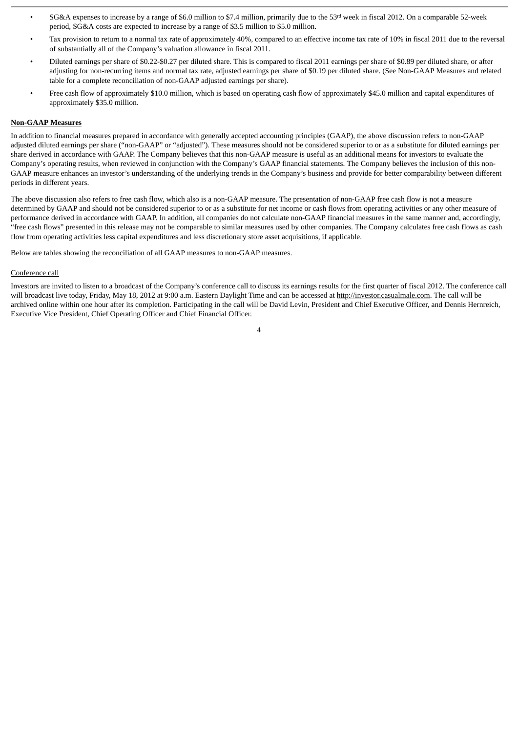- SG&A expenses to increase by a range of \$6.0 million to \$7.4 million, primarily due to the 53rd week in fiscal 2012. On a comparable 52-week period, SG&A costs are expected to increase by a range of \$3.5 million to \$5.0 million.
- Tax provision to return to a normal tax rate of approximately 40%, compared to an effective income tax rate of 10% in fiscal 2011 due to the reversal of substantially all of the Company's valuation allowance in fiscal 2011.
- Diluted earnings per share of \$0.22-\$0.27 per diluted share. This is compared to fiscal 2011 earnings per share of \$0.89 per diluted share, or after adjusting for non-recurring items and normal tax rate, adjusted earnings per share of \$0.19 per diluted share. (See Non-GAAP Measures and related table for a complete reconciliation of non-GAAP adjusted earnings per share).
- Free cash flow of approximately \$10.0 million, which is based on operating cash flow of approximately \$45.0 million and capital expenditures of approximately \$35.0 million.

**Non-GAAP Measures**

In addition to financial measures prepared in accordance with generally accepted accounting principles (GAAP), the above discussion refers to non-GAAP adjusted diluted earnings per share ("non-GAAP" or "adjusted"). These measures should not be considered superior to or as a substitute for diluted earnings per share derived in accordance with GAAP. The Company believes that this non-GAAP measure is useful as an additional means for investors to evaluate the Company's operating results, when reviewed in conjunction with the Company's GAAP financial statements. The Company believes the inclusion of this non-GAAP measure enhances an investor's understanding of the underlying trends in the Company's business and provide for better comparability between different periods in different years.

The above discussion also refers to free cash flow, which also is a non-GAAP measure. The presentation of non-GAAP free cash flow is not a measure determined by GAAP and should not be considered superior to or as a substitute for net income or cash flows from operating activities or any other measure of performance derived in accordance with GAAP. In addition, all companies do not calculate non-GAAP financial measures in the same manner and, accordingly, "free cash flows" presented in this release may not be comparable to similar measures used by other companies. The Company calculates free cash flows as cash flow from operating activities less capital expenditures and less discretionary store asset acquisitions, if applicable.

Below are tables showing the reconciliation of all GAAP measures to non-GAAP measures.

Conference call

Investors are invited to listen to a broadcast of the Company's conference call to discuss its earnings results for the first quarter of fiscal 2012. The conference call will broadcast live today, Friday, May 18, 2012 at 9:00 a.m. Eastern Daylight Time and can be accessed at http://investor.casualmale.com. The call will be archived online within one hour after its completion. Participating in the call will be David Levin, President and Chief Executive Officer, and Dennis Hernreich, Executive Vice President, Chief Operating Officer and Chief Financial Officer.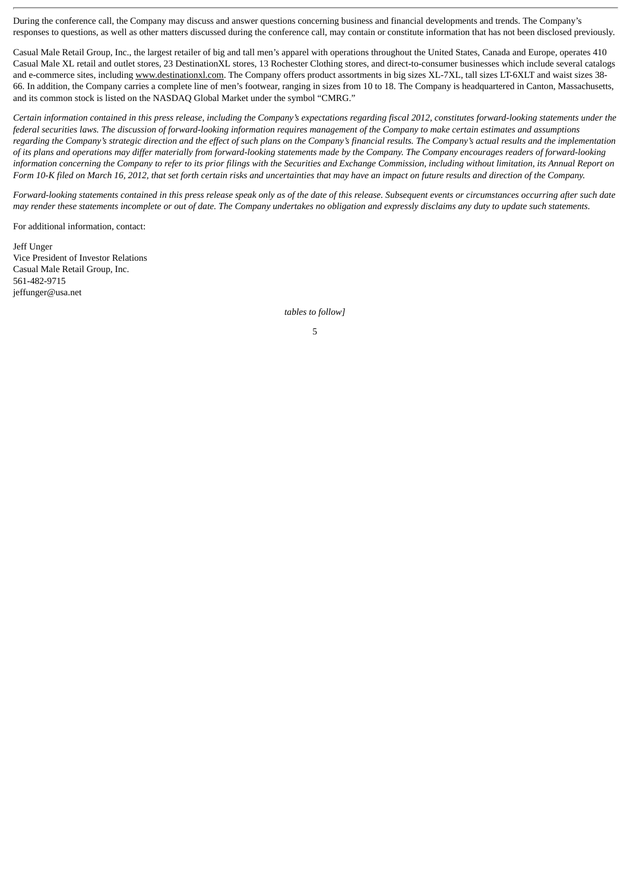During the conference call, the Company may discuss and answer questions concerning business and financial developments and trends. The Company's responses to questions, as well as other matters discussed during the conference call, may contain or constitute information that has not been disclosed previously.

Casual Male Retail Group, Inc., the largest retailer of big and tall men's apparel with operations throughout the United States, Canada and Europe, operates 410 Casual Male XL retail and outlet stores, 23 DestinationXL stores, 13 Rochester Clothing stores, and direct-to-consumer businesses which include several catalogs and e-commerce sites, including www.destinationxl.com. The Company offers product assortments in big sizes XL-7XL, tall sizes LT-6XLT and waist sizes 38-66. In addition, the Company carries a complete line of men's footwear, ranging in sizes from 10 to 18. The Company is headquartered in Canton, Massachusetts, and its common stock is listed on the NASDAQ Global Market under the symbol "CMRG."

*Certain information contained in this press release, including the Company's expectations regarding fiscal 2012, constitutes forward-looking statements under the federal securities laws. The discussion of forward-looking information requires management of the Company to make certain estimates and assumptions regarding the Company's strategic direction and the effect of such plans on the Company's financial results. The Company's actual results and the implementation of its plans and operations may differ materially from forward-looking statements made by the Company. The Company encourages readers of forward-looking information concerning the Company to refer to its prior filings with the Securities and Exchange Commission, including without limitation, its Annual Report on Form 10-K filed on March 16, 2012, that set forth certain risks and uncertainties that may have an impact on future results and direction of the Company.*

*Forward-looking statements contained in this press release speak only as of the date of this release. Subsequent events or circumstances occurring after such date may render these statements incomplete or out of date. The Company undertakes no obligation and expressly disclaims any duty to update such statements.*

For additional information, contact:

Jeff Unger
Vice President of Investor Relations
Casual Male Retail Group, Inc.
561-482-9715
jeffunger@usa.net

*tables to follow]*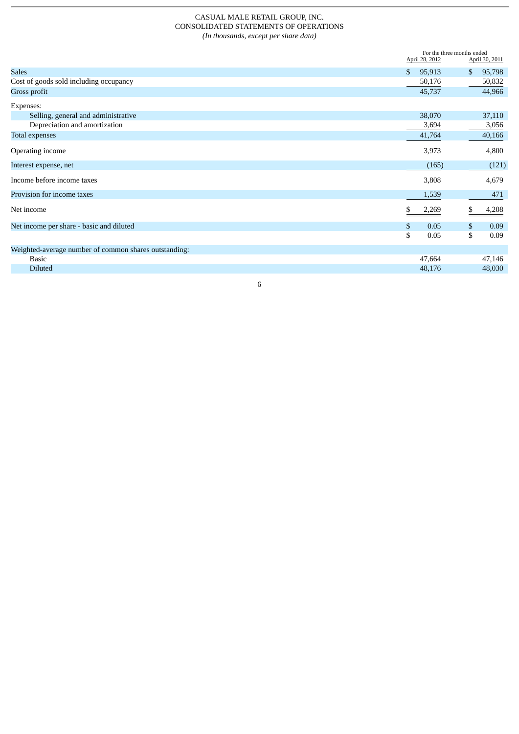CASUAL MALE RETAIL GROUP, INC.
CONSOLIDATED STATEMENTS OF OPERATIONS
*(In thousands, except per share data)*

| | For the three months ended April 28, 2012 | For the three months ended April 30, 2011 |
|---|---|---|
| Sales | $ 95,913 | $ 95,798 |
| Cost of goods sold including occupancy | 50,176 | 50,832 |
| Gross profit | 45,737 | 44,966 |
| Expenses: | | |
| Selling, general and administrative | 38,070 | 37,110 |
| Depreciation and amortization | 3,694 | 3,056 |
| Total expenses | 41,764 | 40,166 |
| Operating income | 3,973 | 4,800 |
| Interest expense, net | (165) | (121) |
| Income before income taxes | 3,808 | 4,679 |
| Provision for income taxes | 1,539 | 471 |
| Net income | $ 2,269 | $ 4,208 |
| Net income per share - basic and diluted | $ 0.05 | $ 0.09 |
| | $ 0.05 | $ 0.09 |
| Weighted-average number of common shares outstanding: | | |
| Basic | 47,664 | 47,146 |
| Diluted | 48,176 | 48,030 |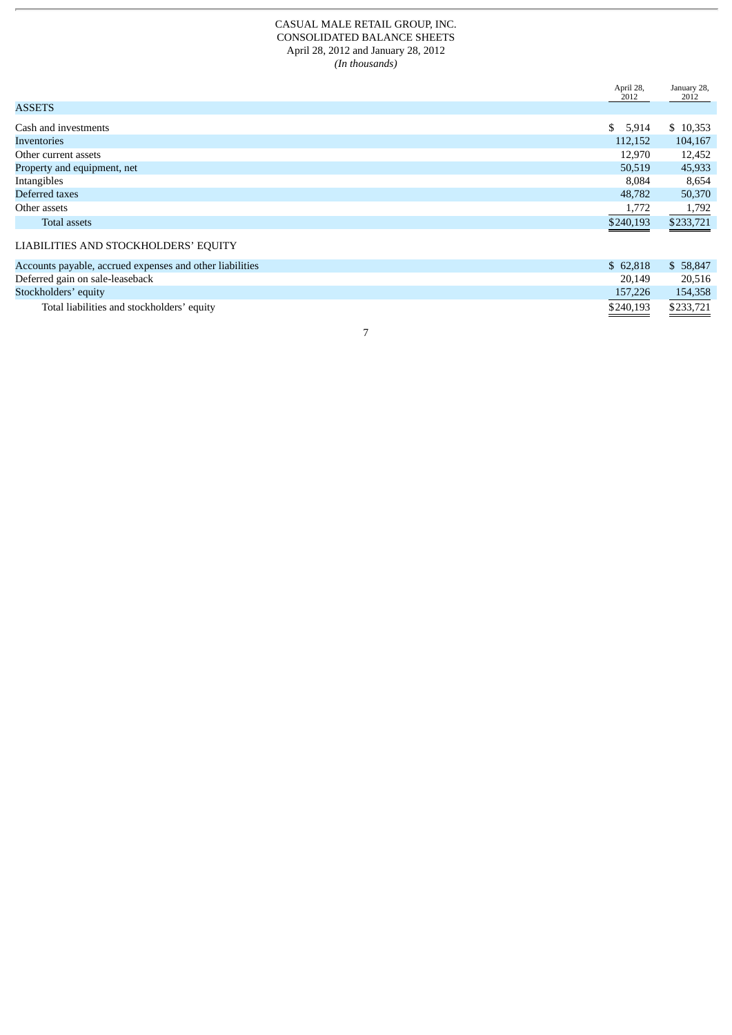CASUAL MALE RETAIL GROUP, INC.
CONSOLIDATED BALANCE SHEETS
April 28, 2012 and January 28, 2012
*(In thousands)*

| | April 28, 2012 | January 28, 2012 |
|---|---|---|
| **ASSETS** | | |
| Cash and investments | $ 5,914 | $ 10,353 |
| Inventories | 112,152 | 104,167 |
| Other current assets | 12,970 | 12,452 |
| Property and equipment, net | 50,519 | 45,933 |
| Intangibles | 8,084 | 8,654 |
| Deferred taxes | 48,782 | 50,370 |
| Other assets | 1,772 | 1,792 |
| Total assets | $240,193 | $233,721 |
| **LIABILITIES AND STOCKHOLDERS' EQUITY** | | |
| Accounts payable, accrued expenses and other liabilities | $ 62,818 | $ 58,847 |
| Deferred gain on sale-leaseback | 20,149 | 20,516 |
| Stockholders' equity | 157,226 | 154,358 |
| Total liabilities and stockholders' equity | $240,193 | $233,721 |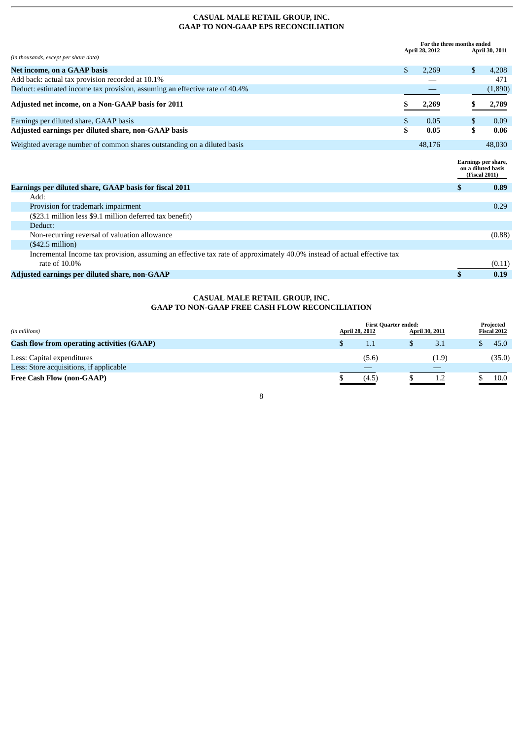## CASUAL MALE RETAIL GROUP, INC.
## GAAP TO NON-GAAP EPS RECONCILIATION

| *(in thousands, except per share data)* | For the three months ended April 28, 2012 | For the three months ended April 30, 2011 |
|---|---|---|
| **Net income, on a GAAP basis** | $ 2,269 | $ 4,208 |
| Add back: actual tax provision recorded at 10.1% | — | 471 |
| Deduct: estimated income tax provision, assuming an effective rate of 40.4% | — | (1,890) |
| **Adjusted net income, on a Non-GAAP basis for 2011** | **$ 2,269** | **$ 2,789** |
| Earnings per diluted share, GAAP basis | $ 0.05 | $ 0.09 |
| **Adjusted earnings per diluted share, non-GAAP basis** | **$ 0.05** | **$ 0.06** |
| Weighted average number of common shares outstanding on a diluted basis | 48,176 | 48,030 |

| | Earnings per share, on a diluted basis (Fiscal 2011) |
|---|---|
| **Earnings per diluted share, GAAP basis for fiscal 2011** | **$ 0.89** |
| Add: | |
| Provision for trademark impairment ($23.1 million less $9.1 million deferred tax benefit) | 0.29 |
| Deduct: | |
| Non-recurring reversal of valuation allowance ($42.5 million) | (0.88) |
| Incremental Income tax provision, assuming an effective tax rate of approximately 40.0% instead of actual effective tax rate of 10.0% | (0.11) |
| **Adjusted earnings per diluted share, non-GAAP** | **$ 0.19** |

## CASUAL MALE RETAIL GROUP, INC.
## GAAP TO NON-GAAP FREE CASH FLOW RECONCILIATION

| *(in millions)* | First Quarter ended: April 28, 2012 | First Quarter ended: April 30, 2011 | Projected Fiscal 2012 |
|---|---|---|---|
| **Cash flow from operating activities (GAAP)** | $ 1.1 | $ 3.1 | $ 45.0 |
| Less: Capital expenditures | (5.6) | (1.9) | (35.0) |
| Less: Store acquisitions, if applicable | — | — | |
| **Free Cash Flow (non-GAAP)** | $ (4.5) | $ 1.2 | $ 10.0 |